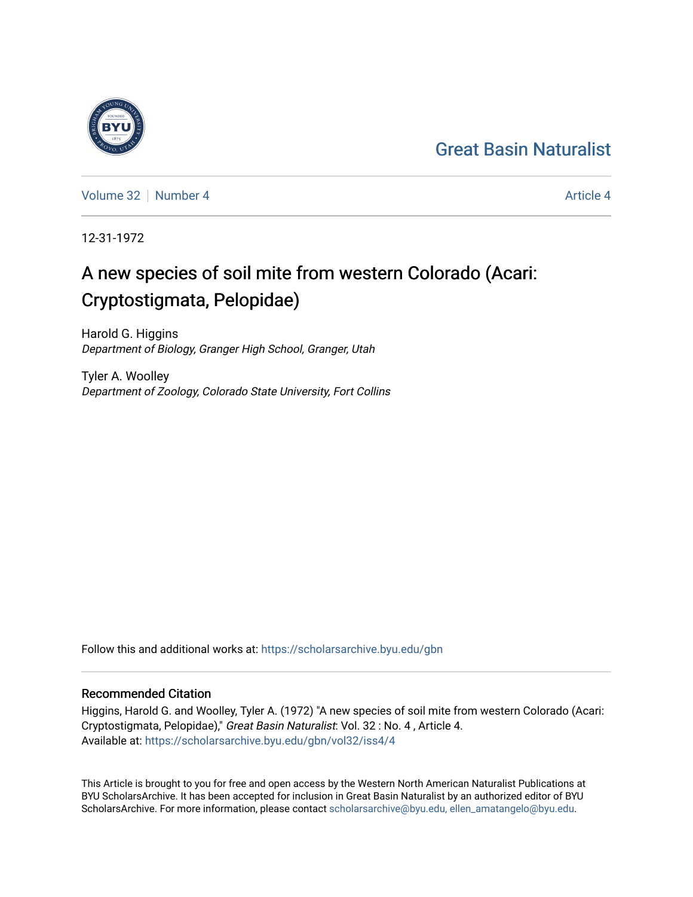Great Basin Naturalist

Volume 32 | Number 4 — Article 4

12-31-1972

# A new species of soil mite from western Colorado (Acari: Cryptostigmata, Pelopidae)

Harold G. Higgins
*Department of Biology, Granger High School, Granger, Utah*

Tyler A. Woolley
*Department of Zoology, Colorado State University, Fort Collins*

Follow this and additional works at: https://scholarsarchive.byu.edu/gbn

## Recommended Citation

Higgins, Harold G. and Woolley, Tyler A. (1972) "A new species of soil mite from western Colorado (Acari: Cryptostigmata, Pelopidae)," *Great Basin Naturalist*: Vol. 32 : No. 4 , Article 4.
Available at: https://scholarsarchive.byu.edu/gbn/vol32/iss4/4

This Article is brought to you for free and open access by the Western North American Naturalist Publications at BYU ScholarsArchive. It has been accepted for inclusion in Great Basin Naturalist by an authorized editor of BYU ScholarsArchive. For more information, please contact scholarsarchive@byu.edu, ellen_amatangelo@byu.edu.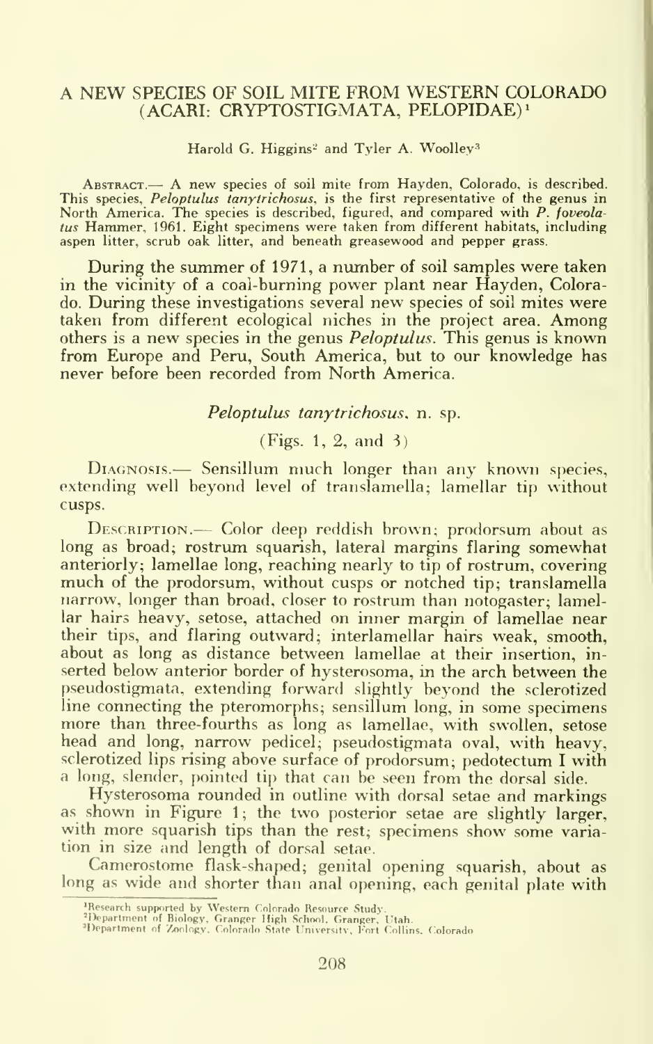# A NEW SPECIES OF SOIL MITE FROM WESTERN COLORADO (ACARI: CRYPTOSTIGMATA, PELOPIDAE)[1]

Harold G. Higgins[2] and Tyler A. Woolley[3]

Abstract.— A new species of soil mite from Hayden, Colorado, is described. This species, *Peloptulus tanytrichosus*, is the first representative of the genus in North America. The species is described, figured, and compared with *P. foveolatus* Hammer, 1961. Eight specimens were taken from different habitats, including aspen litter, scrub oak litter, and beneath greasewood and pepper grass.

During the summer of 1971, a number of soil samples were taken in the vicinity of a coal-burning power plant near Hayden, Colorado. During these investigations several new species of soil mites were taken from different ecological niches in the project area. Among others is a new species in the genus *Peloptulus*. This genus is known from Europe and Peru, South America, but to our knowledge has never before been recorded from North America.

## *Peloptulus tanytrichosus*, n. sp.

(Figs. 1, 2, and 3)

Diagnosis.— Sensillum much longer than any known species, extending well beyond level of translamella; lamellar tip without cusps.

Description.— Color deep reddish brown; prodorsum about as long as broad; rostrum squarish, lateral margins flaring somewhat anteriorly; lamellae long, reaching nearly to tip of rostrum, covering much of the prodorsum, without cusps or notched tip; translamella narrow, longer than broad, closer to rostrum than notogaster; lamellar hairs heavy, setose, attached on inner margin of lamellae near their tips, and flaring outward; interlamellar hairs weak, smooth, about as long as distance between lamellae at their insertion, inserted below anterior border of hysterosoma, in the arch between the pseudostigmata, extending forward slightly beyond the sclerotized line connecting the pteromorphs; sensillum long, in some specimens more than three-fourths as long as lamellae, with swollen, setose head and long, narrow pedicel; pseudostigmata oval, with heavy, sclerotized lips rising above surface of prodorsum; pedotectum I with a long, slender, pointed tip that can be seen from the dorsal side.

Hysterosoma rounded in outline with dorsal setae and markings as shown in Figure 1; the two posterior setae are slightly larger, with more squarish tips than the rest; specimens show some variation in size and length of dorsal setae.

Camerostome flask-shaped; genital opening squarish, about as long as wide and shorter than anal opening, each genital plate with

[1]Research supported by Western Colorado Resource Study.
[2]Department of Biology, Granger High School, Granger, Utah.
[3]Department of Zoology, Colorado State University, Fort Collins, Colorado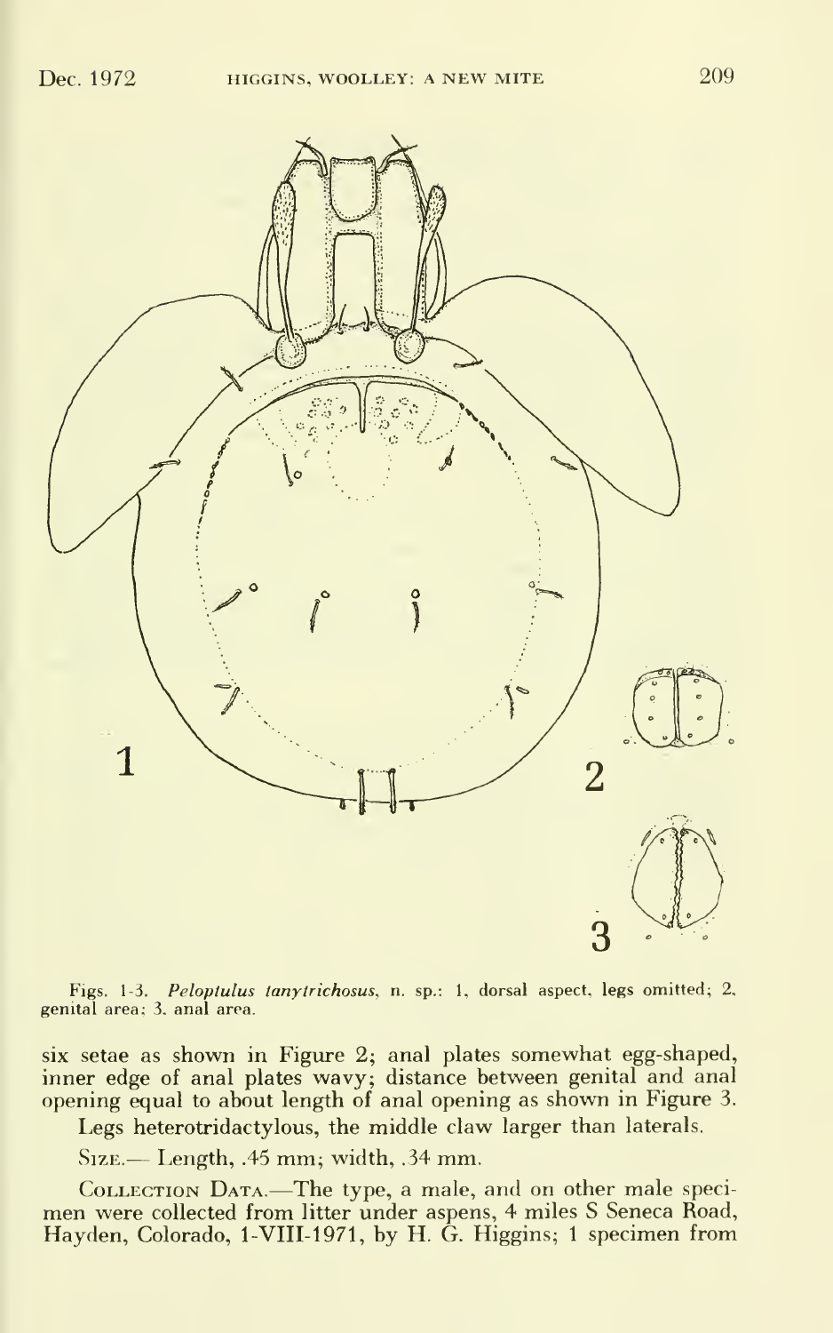Figs. 1-3. *Peloptulus tanytrichosus*, n. sp.: 1, dorsal aspect, legs omitted; 2, genital area; 3, anal area.

six setae as shown in Figure 2; anal plates somewhat egg-shaped, inner edge of anal plates wavy; distance between genital and anal opening equal to about length of anal opening as shown in Figure 3.

Legs heterotridactylous, the middle claw larger than laterals.

SIZE.— Length, .45 mm; width, .34 mm.

COLLECTION DATA.—The type, a male, and on other male specimen were collected from litter under aspens, 4 miles S Seneca Road, Hayden, Colorado, 1-VIII-1971, by H. G. Higgins; 1 specimen from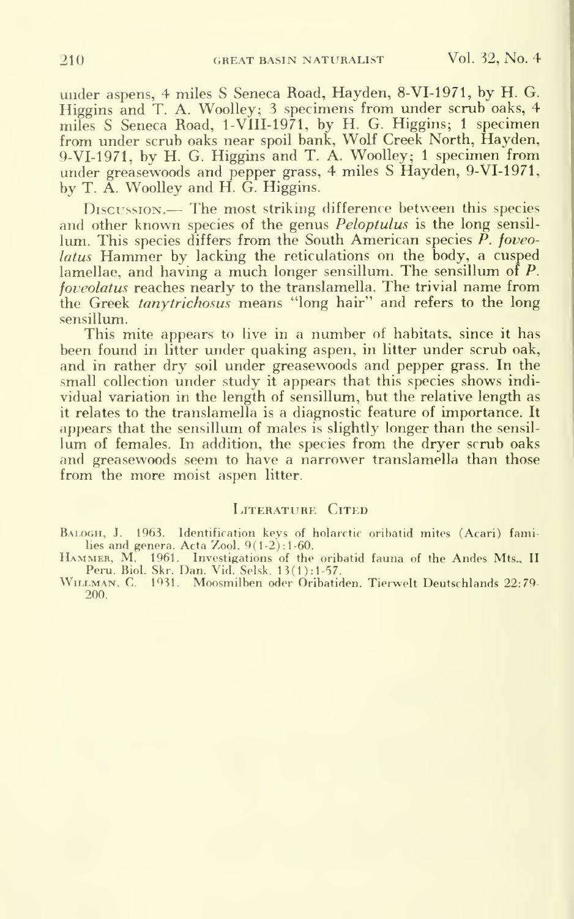under aspens, 4 miles S Seneca Road, Hayden, 8-VI-1971, by H. G. Higgins and T. A. Woolley; 3 specimens from under scrub oaks, 4 miles S Seneca Road, 1-VIII-1971, by H. G. Higgins; 1 specimen from under scrub oaks near spoil bank, Wolf Creek North, Hayden, 9-VI-1971, by H. G. Higgins and T. A. Woolley; 1 specimen from under greasewoods and pepper grass, 4 miles S Hayden, 9-VI-1971, by T. A. Woolley and H. G. Higgins.

Discussion.— The most striking difference between this species and other known species of the genus *Peloptulus* is the long sensillum. This species differs from the South American species *P. foveolatus* Hammer by lacking the reticulations on the body, a cusped lamellae, and having a much longer sensillum. The sensillum of *P. foveolatus* reaches nearly to the translamella. The trivial name from the Greek *tanytrichosus* means "long hair" and refers to the long sensillum.

This mite appears to live in a number of habitats, since it has been found in litter under quaking aspen, in litter under scrub oak, and in rather dry soil under greasewoods and pepper grass. In the small collection under study it appears that this species shows individual variation in the length of sensillum, but the relative length as it relates to the translamella is a diagnostic feature of importance. It appears that the sensillum of males is slightly longer than the sensillum of females. In addition, the species from the dryer scrub oaks and greasewoods seem to have a narrower translamella than those from the more moist aspen litter.

## Literature Cited

Balogh, J. 1963. Identification keys of holarctic oribatid mites (Acari) families and genera. Acta Zool. 9(1-2):1-60.

Hammer, M. 1961. Investigations of the oribatid fauna of the Andes Mts., II Peru. Biol. Skr. Dan. Vid. Selsk. 13(1):1-57.

Willman, C. 1931. Moosmilben oder Oribatiden. Tierwelt Deutschlands 22:79-200.